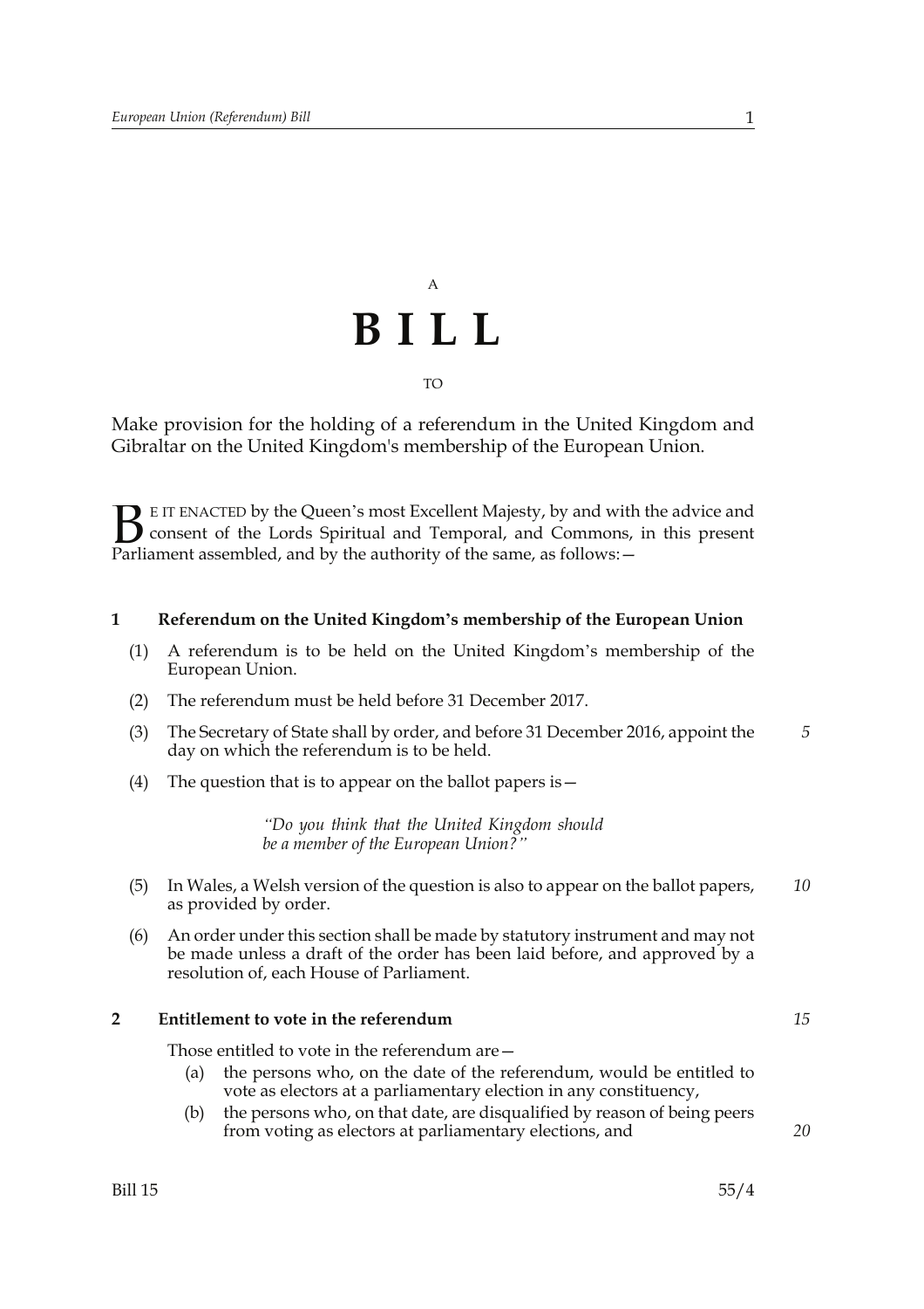A

# BILL

TO

Make provision for the holding of a referendum in the United Kingdom and Gibraltar on the United Kingdom's membership of the European Union.

BE IT ENACTED by the Queen's most Excellent Majesty, by and with the advice and consent of the Lords Spiritual and Temporal, and Commons, in this present Parliament assembled, and by the authority of the same, as follows:—

**1 Referendum on the United Kingdom's membership of the European Union**

(1) A referendum is to be held on the United Kingdom's membership of the European Union.

(2) The referendum must be held before 31 December 2017.

(3) The Secretary of State shall by order, and before 31 December 2016, appoint the day on which the referendum is to be held.

(4) The question that is to appear on the ballot papers is—

> *"Do you think that the United Kingdom should be a member of the European Union?"*

(5) In Wales, a Welsh version of the question is also to appear on the ballot papers, as provided by order.

(6) An order under this section shall be made by statutory instrument and may not be made unless a draft of the order has been laid before, and approved by a resolution of, each House of Parliament.

**2 Entitlement to vote in the referendum**

Those entitled to vote in the referendum are—

(a) the persons who, on the date of the referendum, would be entitled to vote as electors at a parliamentary election in any constituency,

(b) the persons who, on that date, are disqualified by reason of being peers from voting as electors at parliamentary elections, and

Bill 15 55/4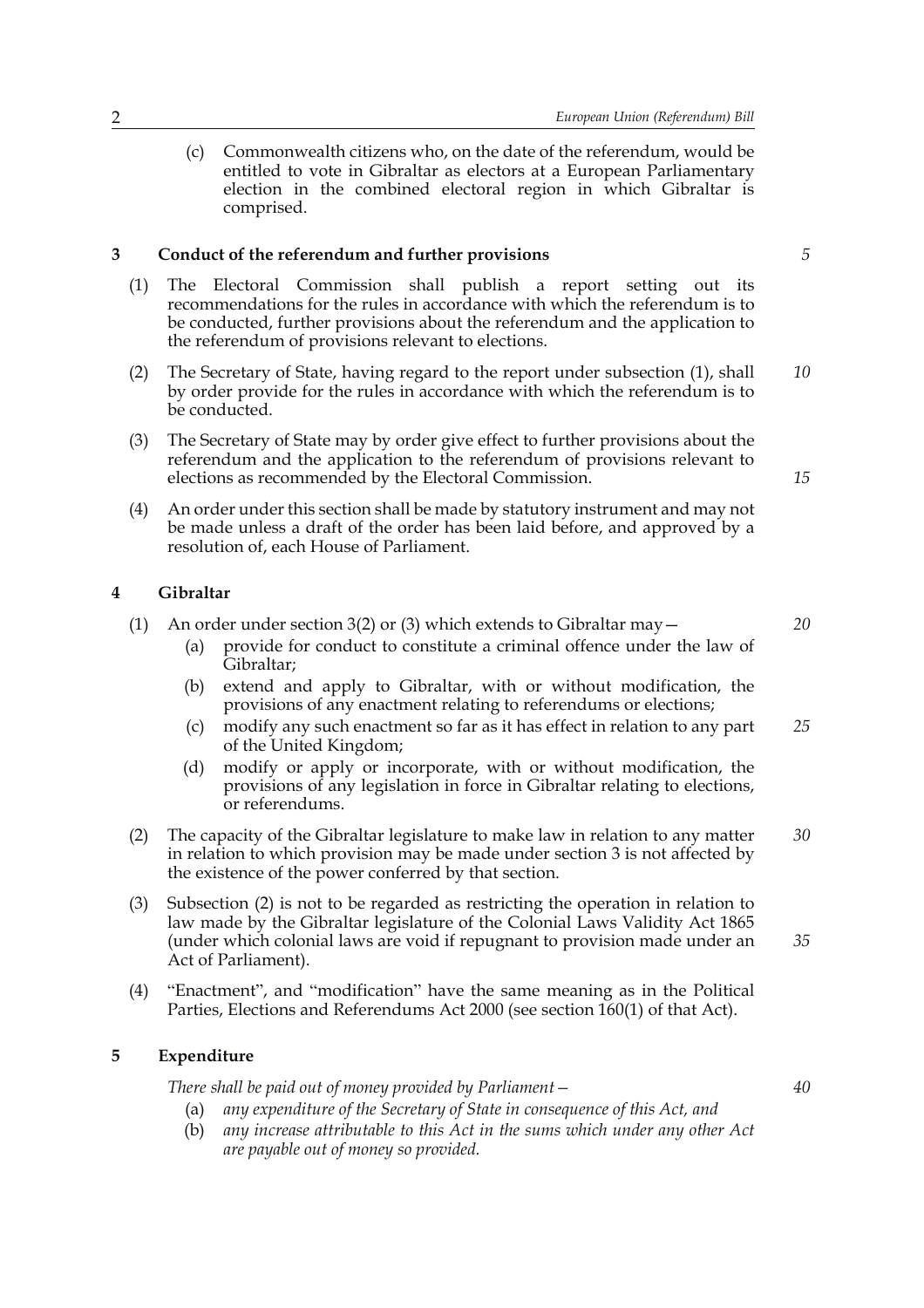(c) Commonwealth citizens who, on the date of the referendum, would be entitled to vote in Gibraltar as electors at a European Parliamentary election in the combined electoral region in which Gibraltar is comprised.

## 3 Conduct of the referendum and further provisions

(1) The Electoral Commission shall publish a report setting out its recommendations for the rules in accordance with which the referendum is to be conducted, further provisions about the referendum and the application to the referendum of provisions relevant to elections.

(2) The Secretary of State, having regard to the report under subsection (1), shall by order provide for the rules in accordance with which the referendum is to be conducted.

(3) The Secretary of State may by order give effect to further provisions about the referendum and the application to the referendum of provisions relevant to elections as recommended by the Electoral Commission.

(4) An order under this section shall be made by statutory instrument and may not be made unless a draft of the order has been laid before, and approved by a resolution of, each House of Parliament.

## 4 Gibraltar

(1) An order under section 3(2) or (3) which extends to Gibraltar may—

- (a) provide for conduct to constitute a criminal offence under the law of Gibraltar;
- (b) extend and apply to Gibraltar, with or without modification, the provisions of any enactment relating to referendums or elections;
- (c) modify any such enactment so far as it has effect in relation to any part of the United Kingdom;
- (d) modify or apply or incorporate, with or without modification, the provisions of any legislation in force in Gibraltar relating to elections, or referendums.

(2) The capacity of the Gibraltar legislature to make law in relation to any matter in relation to which provision may be made under section 3 is not affected by the existence of the power conferred by that section.

(3) Subsection (2) is not to be regarded as restricting the operation in relation to law made by the Gibraltar legislature of the Colonial Laws Validity Act 1865 (under which colonial laws are void if repugnant to provision made under an Act of Parliament).

(4) "Enactment", and "modification" have the same meaning as in the Political Parties, Elections and Referendums Act 2000 (see section 160(1) of that Act).

## 5 Expenditure

*There shall be paid out of money provided by Parliament—*

- (a) *any expenditure of the Secretary of State in consequence of this Act, and*
- (b) *any increase attributable to this Act in the sums which under any other Act are payable out of money so provided.*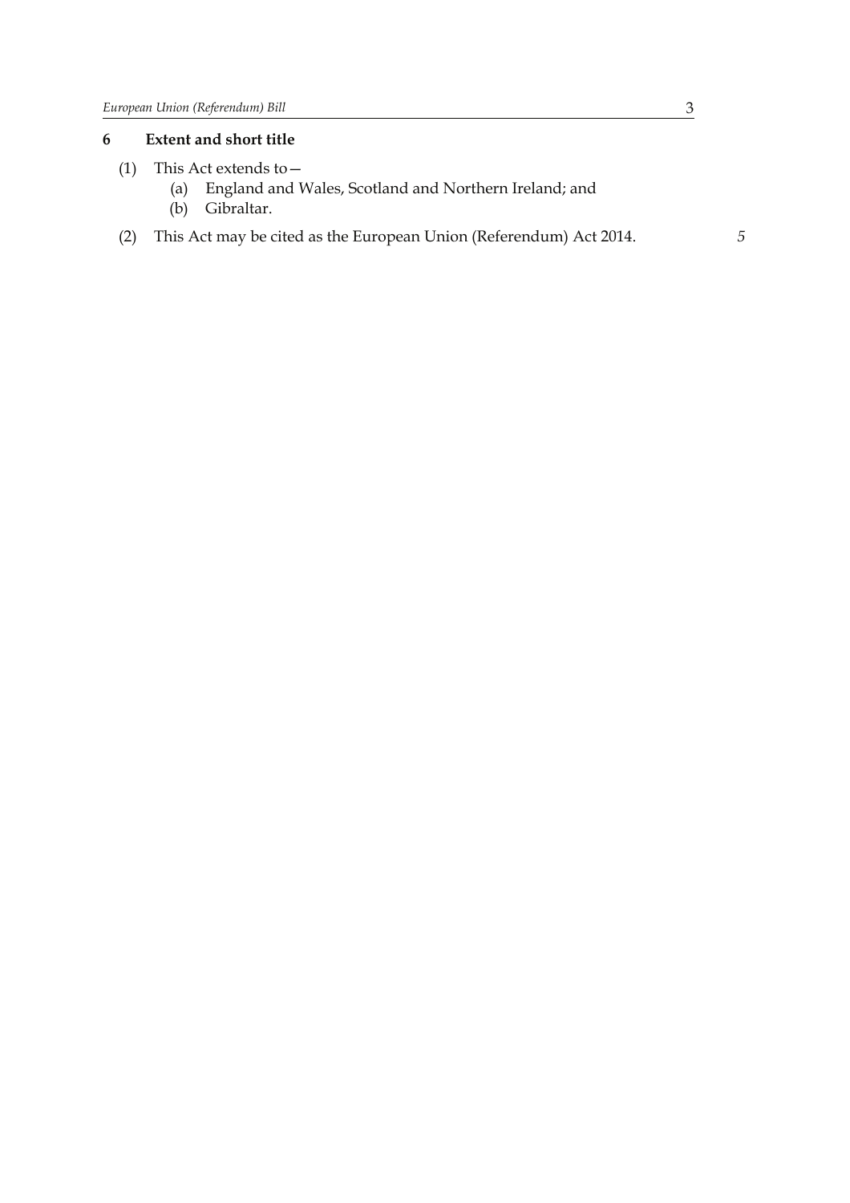## 6 Extent and short title

(1) This Act extends to—

  (a) England and Wales, Scotland and Northern Ireland; and

  (b) Gibraltar.

(2) This Act may be cited as the European Union (Referendum) Act 2014.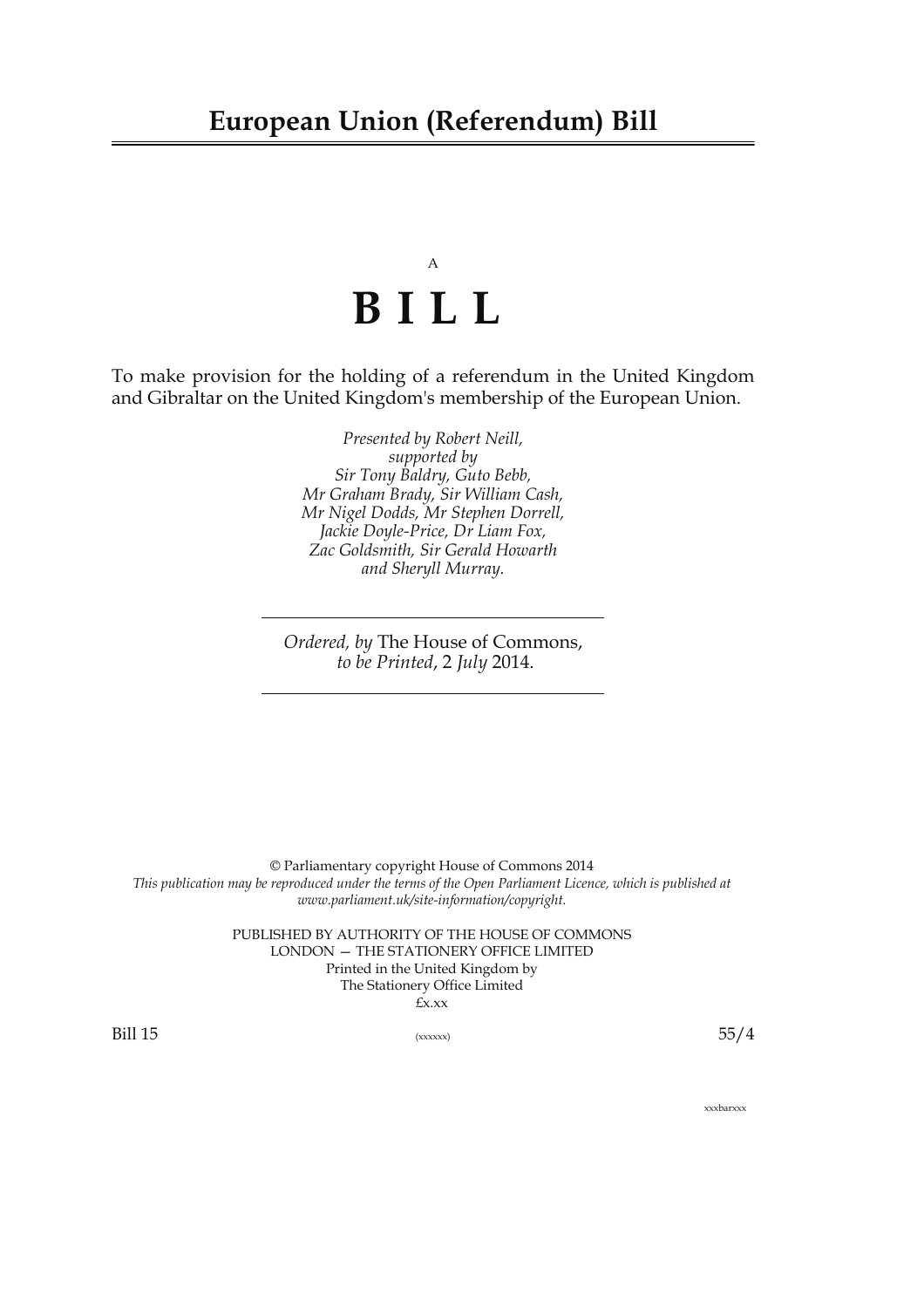# European Union (Referendum) Bill

A

# B I L L

To make provision for the holding of a referendum in the United Kingdom and Gibraltar on the United Kingdom's membership of the European Union.

*Presented by Robert Neill,*
*supported by*
*Sir Tony Baldry, Guto Bebb,*
*Mr Graham Brady, Sir William Cash,*
*Mr Nigel Dodds, Mr Stephen Dorrell,*
*Jackie Doyle-Price, Dr Liam Fox,*
*Zac Goldsmith, Sir Gerald Howarth*
*and Sheryll Murray.*

*Ordered, by* The House of Commons,
*to be Printed*, 2 *July* 2014.

© Parliamentary copyright House of Commons 2014
*This publication may be reproduced under the terms of the Open Parliament Licence, which is published at www.parliament.uk/site-information/copyright.*

PUBLISHED BY AUTHORITY OF THE HOUSE OF COMMONS
LONDON — THE STATIONERY OFFICE LIMITED
Printed in the United Kingdom by
The Stationery Office Limited
£x.xx

Bill 15 (xxxxxx) 55/4

xxxbarxxx